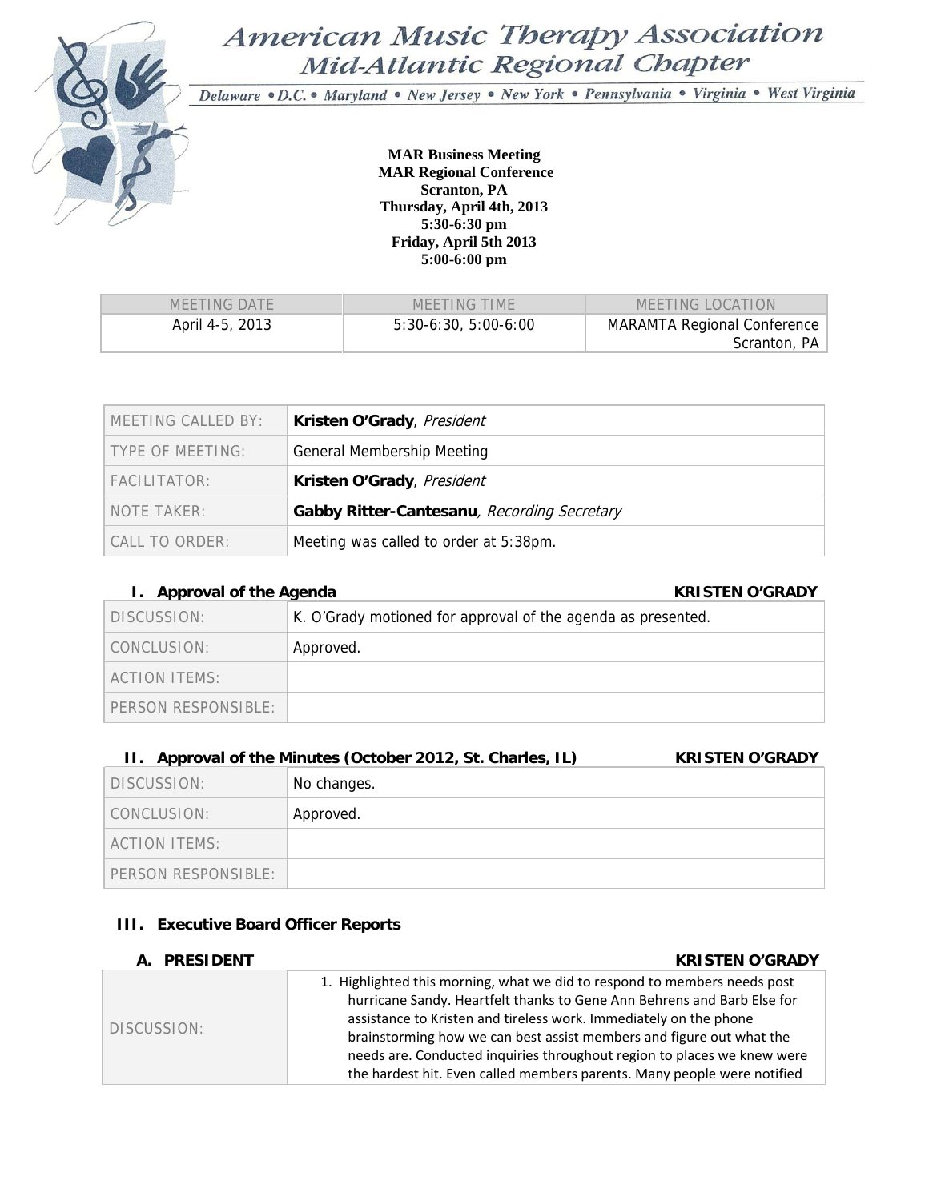# American Music Therapy Association
## Mid-Atlantic Regional Chapter

Delaware • D.C. • Maryland • New Jersey • New York • Pennsylvania • Virginia • West Virginia

**MAR Business Meeting**
**MAR Regional Conference**
**Scranton, PA**
**Thursday, April 4th, 2013**
**5:30-6:30 pm**
**Friday, April 5th 2013**
**5:00-6:00 pm**

| MEETING DATE | MEETING TIME | MEETING LOCATION |
|---|---|---|
| April 4-5, 2013 | 5:30-6:30, 5:00-6:00 | MARAMTA Regional Conference Scranton, PA |

| | |
|---|---|
| MEETING CALLED BY: | **Kristen O'Grady**, *President* |
| TYPE OF MEETING: | General Membership Meeting |
| FACILITATOR: | **Kristen O'Grady**, *President* |
| NOTE TAKER: | **Gabby Ritter-Cantesanu**, *Recording Secretary* |
| CALL TO ORDER: | Meeting was called to order at 5:38pm. |

### I. Approval of the Agenda — KRISTEN O'GRADY

| | |
|---|---|
| DISCUSSION: | K. O'Grady motioned for approval of the agenda as presented. |
| CONCLUSION: | Approved. |
| ACTION ITEMS: | |
| PERSON RESPONSIBLE: | |

### II. Approval of the Minutes (October 2012, St. Charles, IL) — KRISTEN O'GRADY

| | |
|---|---|
| DISCUSSION: | No changes. |
| CONCLUSION: | Approved. |
| ACTION ITEMS: | |
| PERSON RESPONSIBLE: | |

### III. Executive Board Officer Reports

#### A. PRESIDENT — KRISTEN O'GRADY

| | |
|---|---|
| DISCUSSION: | 1. Highlighted this morning, what we did to respond to members needs post hurricane Sandy. Heartfelt thanks to Gene Ann Behrens and Barb Else for assistance to Kristen and tireless work. Immediately on the phone brainstorming how we can best assist members and figure out what the needs are. Conducted inquiries throughout region to places we knew were the hardest hit. Even called members parents. Many people were notified |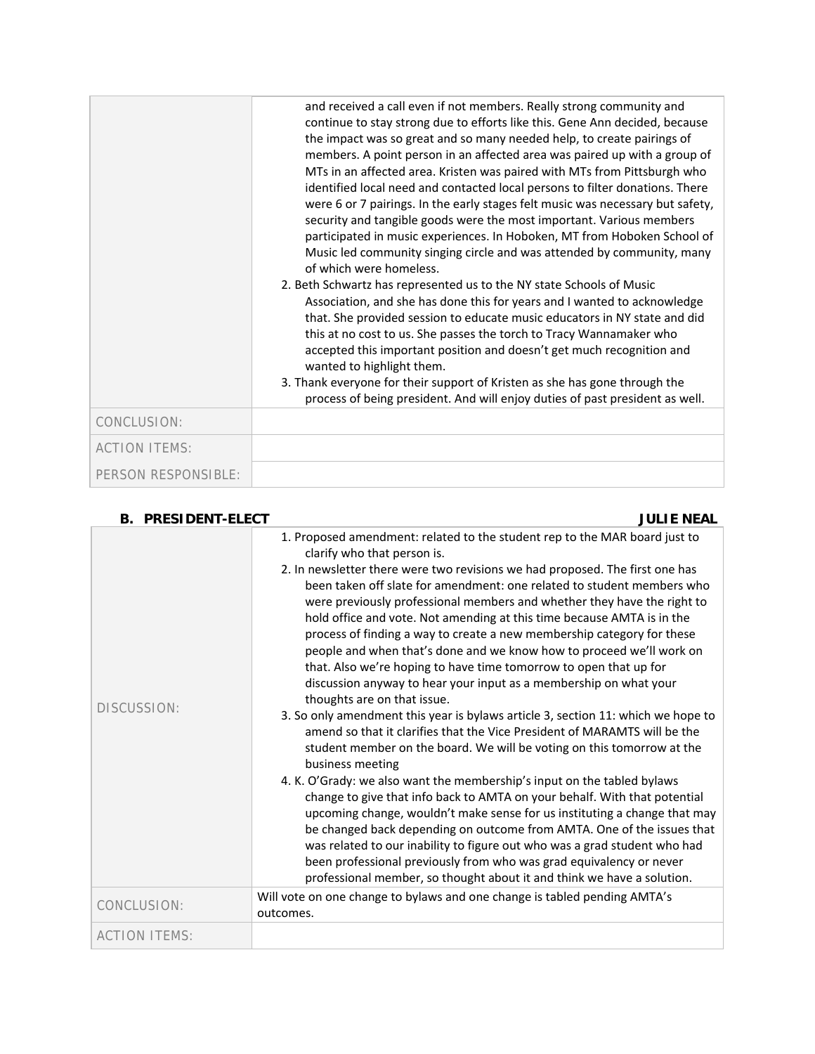| | |
|---|---|
| | and received a call even if not members. Really strong community and continue to stay strong due to efforts like this. Gene Ann decided, because the impact was so great and so many needed help, to create pairings of members. A point person in an affected area was paired up with a group of MTs in an affected area. Kristen was paired with MTs from Pittsburgh who identified local need and contacted local persons to filter donations. There were 6 or 7 pairings. In the early stages felt music was necessary but safety, security and tangible goods were the most important. Various members participated in music experiences. In Hoboken, MT from Hoboken School of Music led community singing circle and was attended by community, many of which were homeless.<br>2. Beth Schwartz has represented us to the NY state Schools of Music Association, and she has done this for years and I wanted to acknowledge that. She provided session to educate music educators in NY state and did this at no cost to us. She passes the torch to Tracy Wannamaker who accepted this important position and doesn't get much recognition and wanted to highlight them.<br>3. Thank everyone for their support of Kristen as she has gone through the process of being president. And will enjoy duties of past president as well. |
| CONCLUSION: | |
| ACTION ITEMS: | |
| PERSON RESPONSIBLE: | |

### B. PRESIDENT-ELECT — JULIE NEAL

| | |
|---|---|
| DISCUSSION: | 1. Proposed amendment: related to the student rep to the MAR board just to clarify who that person is.<br>2. In newsletter there were two revisions we had proposed. The first one has been taken off slate for amendment: one related to student members who were previously professional members and whether they have the right to hold office and vote. Not amending at this time because AMTA is in the process of finding a way to create a new membership category for these people and when that's done and we know how to proceed we'll work on that. Also we're hoping to have time tomorrow to open that up for discussion anyway to hear your input as a membership on what your thoughts are on that issue.<br>3. So only amendment this year is bylaws article 3, section 11: which we hope to amend so that it clarifies that the Vice President of MARAMTS will be the student member on the board. We will be voting on this tomorrow at the business meeting<br>4. K. O'Grady: we also want the membership's input on the tabled bylaws change to give that info back to AMTA on your behalf. With that potential upcoming change, wouldn't make sense for us instituting a change that may be changed back depending on outcome from AMTA. One of the issues that was related to our inability to figure out who was a grad student who had been professional previously from who was grad equivalency or never professional member, so thought about it and think we have a solution. |
| CONCLUSION: | Will vote on one change to bylaws and one change is tabled pending AMTA's outcomes. |
| ACTION ITEMS: | |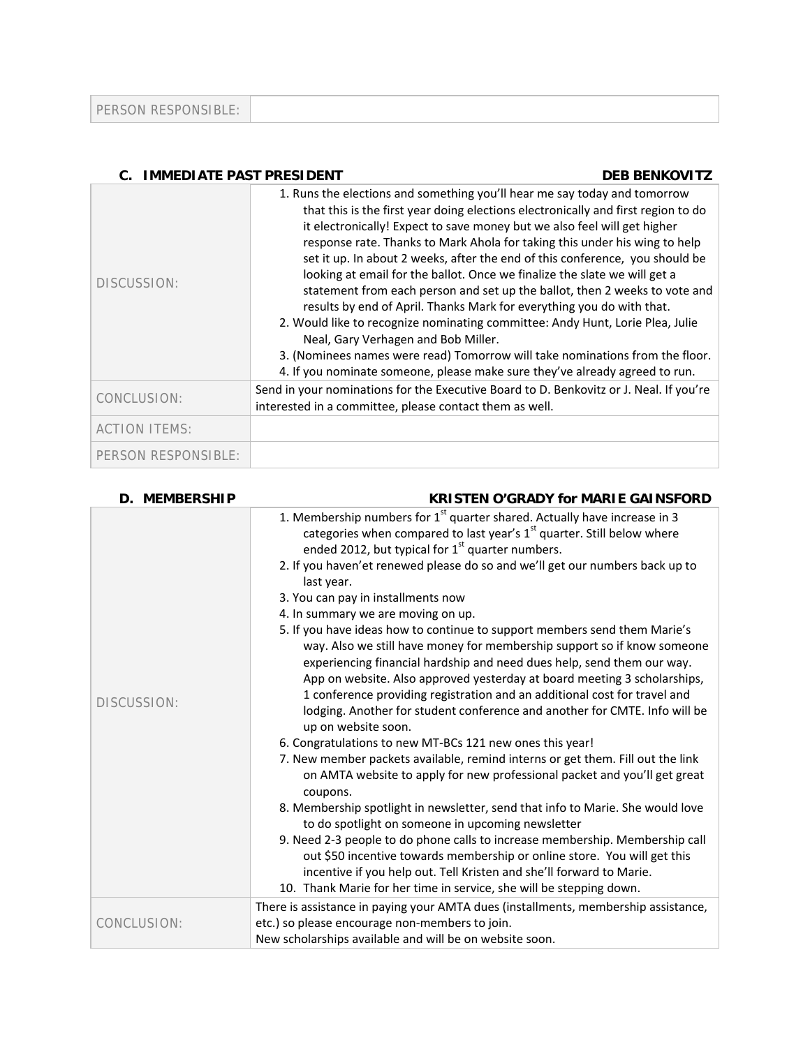| PERSON RESPONSIBLE: | |
|---|---|

### C. IMMEDIATE PAST PRESIDENT — DEB BENKOVITZ

| | |
|---|---|
| DISCUSSION: | 1. Runs the elections and something you'll hear me say today and tomorrow that this is the first year doing elections electronically and first region to do it electronically! Expect to save money but we also feel will get higher response rate. Thanks to Mark Ahola for taking this under his wing to help set it up. In about 2 weeks, after the end of this conference, you should be looking at email for the ballot. Once we finalize the slate we will get a statement from each person and set up the ballot, then 2 weeks to vote and results by end of April. Thanks Mark for everything you do with that.<br>2. Would like to recognize nominating committee: Andy Hunt, Lorie Plea, Julie Neal, Gary Verhagen and Bob Miller.<br>3. (Nominees names were read) Tomorrow will take nominations from the floor.<br>4. If you nominate someone, please make sure they've already agreed to run. |
| CONCLUSION: | Send in your nominations for the Executive Board to D. Benkovitz or J. Neal. If you're interested in a committee, please contact them as well. |
| ACTION ITEMS: | |
| PERSON RESPONSIBLE: | |

### D. MEMBERSHIP — KRISTEN O'GRADY for MARIE GAINSFORD

| | |
|---|---|
| DISCUSSION: | 1. Membership numbers for 1st quarter shared. Actually have increase in 3 categories when compared to last year's 1st quarter. Still below where ended 2012, but typical for 1st quarter numbers.<br>2. If you haven'et renewed please do so and we'll get our numbers back up to last year.<br>3. You can pay in installments now<br>4. In summary we are moving on up.<br>5. If you have ideas how to continue to support members send them Marie's way. Also we still have money for membership support so if know someone experiencing financial hardship and need dues help, send them our way. App on website. Also approved yesterday at board meeting 3 scholarships, 1 conference providing registration and an additional cost for travel and lodging. Another for student conference and another for CMTE. Info will be up on website soon.<br>6. Congratulations to new MT-BCs 121 new ones this year!<br>7. New member packets available, remind interns or get them. Fill out the link on AMTA website to apply for new professional packet and you'll get great coupons.<br>8. Membership spotlight in newsletter, send that info to Marie. She would love to do spotlight on someone in upcoming newsletter<br>9. Need 2-3 people to do phone calls to increase membership. Membership call out $50 incentive towards membership or online store. You will get this incentive if you help out. Tell Kristen and she'll forward to Marie.<br>10. Thank Marie for her time in service, she will be stepping down. |
| CONCLUSION: | There is assistance in paying your AMTA dues (installments, membership assistance, etc.) so please encourage non-members to join.<br>New scholarships available and will be on website soon. |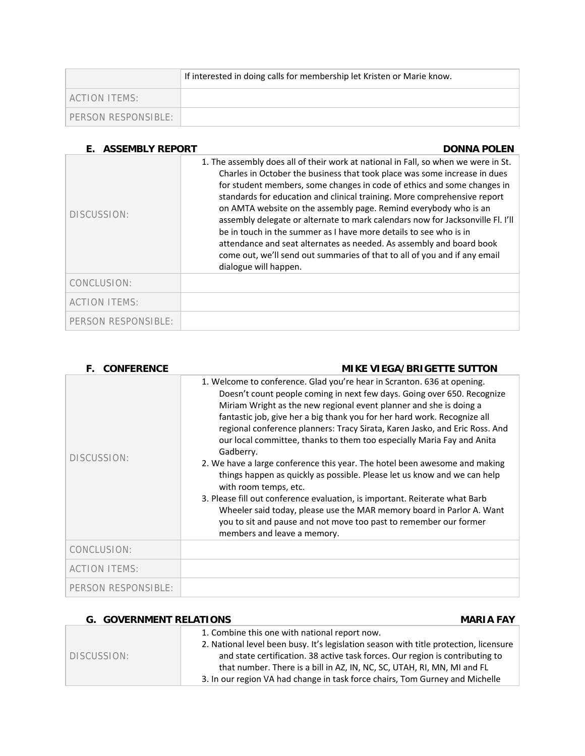| | |
|---|---|
| | If interested in doing calls for membership let Kristen or Marie know. |
| ACTION ITEMS: | |
| PERSON RESPONSIBLE: | |

### E. ASSEMBLY REPORT — DONNA POLEN

| | |
|---|---|
| DISCUSSION: | 1. The assembly does all of their work at national in Fall, so when we were in St. Charles in October the business that took place was some increase in dues for student members, some changes in code of ethics and some changes in standards for education and clinical training. More comprehensive report on AMTA website on the assembly page. Remind everybody who is an assembly delegate or alternate to mark calendars now for Jacksonville Fl. I'll be in touch in the summer as I have more details to see who is in attendance and seat alternates as needed. As assembly and board book come out, we'll send out summaries of that to all of you and if any email dialogue will happen. |
| CONCLUSION: | |
| ACTION ITEMS: | |
| PERSON RESPONSIBLE: | |

### F. CONFERENCE — MIKE VIEGA/BRIGETTE SUTTON

| | |
|---|---|
| DISCUSSION: | 1. Welcome to conference. Glad you're hear in Scranton. 636 at opening. Doesn't count people coming in next few days. Going over 650. Recognize Miriam Wright as the new regional event planner and she is doing a fantastic job, give her a big thank you for her hard work. Recognize all regional conference planners: Tracy Sirata, Karen Jasko, and Eric Ross. And our local committee, thanks to them too especially Maria Fay and Anita Gadberry.<br>2. We have a large conference this year. The hotel been awesome and making things happen as quickly as possible. Please let us know and we can help with room temps, etc.<br>3. Please fill out conference evaluation, is important. Reiterate what Barb Wheeler said today, please use the MAR memory board in Parlor A. Want you to sit and pause and not move too past to remember our former members and leave a memory. |
| CONCLUSION: | |
| ACTION ITEMS: | |
| PERSON RESPONSIBLE: | |

### G. GOVERNMENT RELATIONS — MARIA FAY

| | |
|---|---|
| DISCUSSION: | 1. Combine this one with national report now.<br>2. National level been busy. It's legislation season with title protection, licensure and state certification. 38 active task forces. Our region is contributing to that number. There is a bill in AZ, IN, NC, SC, UTAH, RI, MN, MI and FL<br>3. In our region VA had change in task force chairs, Tom Gurney and Michelle |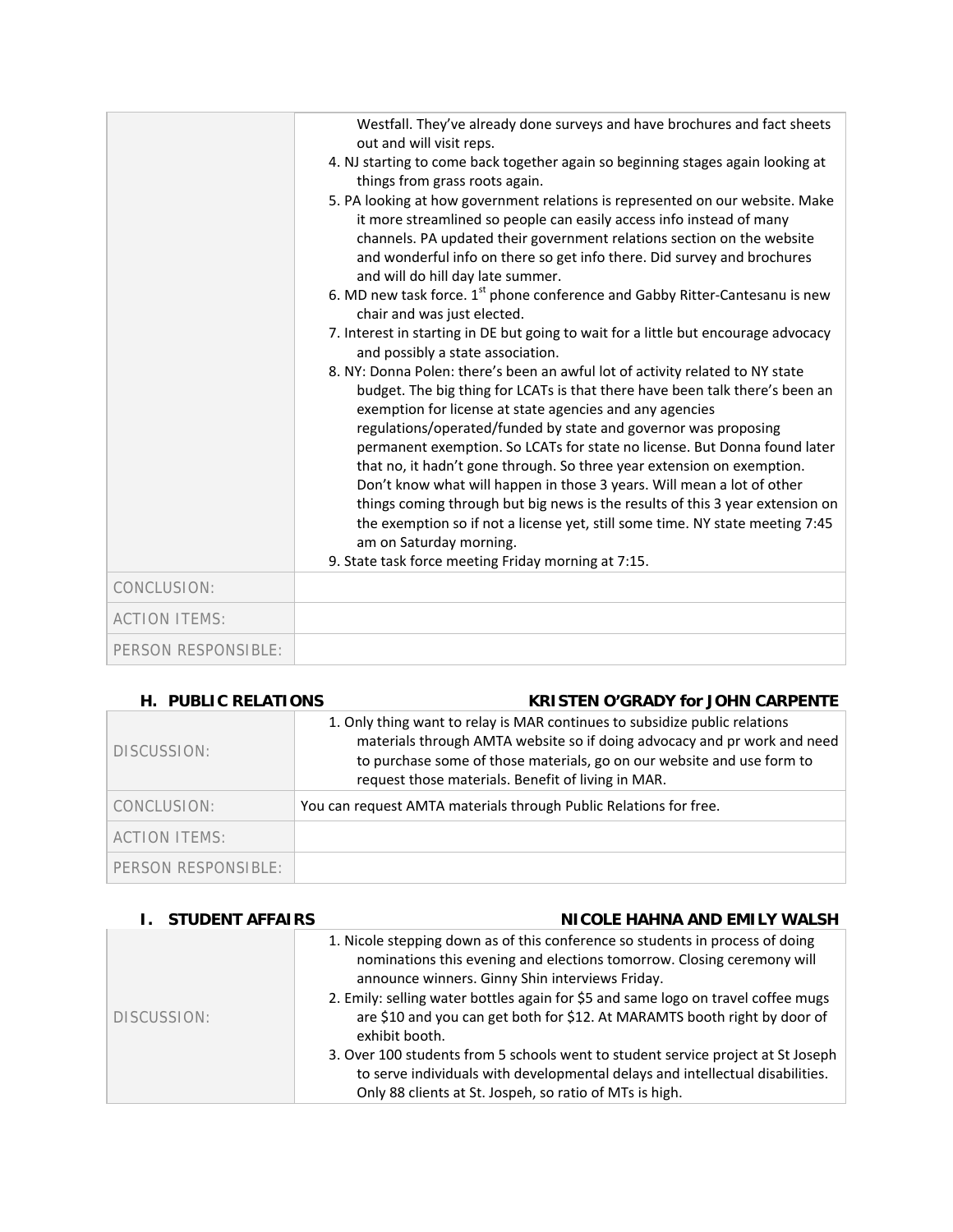| | |
|---|---|
| | Westfall. They've already done surveys and have brochures and fact sheets out and will visit reps.<br>4. NJ starting to come back together again so beginning stages again looking at things from grass roots again.<br>5. PA looking at how government relations is represented on our website. Make it more streamlined so people can easily access info instead of many channels. PA updated their government relations section on the website and wonderful info on there so get info there. Did survey and brochures and will do hill day late summer.<br>6. MD new task force. 1st phone conference and Gabby Ritter-Cantesanu is new chair and was just elected.<br>7. Interest in starting in DE but going to wait for a little but encourage advocacy and possibly a state association.<br>8. NY: Donna Polen: there's been an awful lot of activity related to NY state budget. The big thing for LCATs is that there have been talk there's been an exemption for license at state agencies and any agencies regulations/operated/funded by state and governor was proposing permanent exemption. So LCATs for state no license. But Donna found later that no, it hadn't gone through. So three year extension on exemption. Don't know what will happen in those 3 years. Will mean a lot of other things coming through but big news is the results of this 3 year extension on the exemption so if not a license yet, still some time. NY state meeting 7:45 am on Saturday morning.<br>9. State task force meeting Friday morning at 7:15. |
| CONCLUSION: | |
| ACTION ITEMS: | |
| PERSON RESPONSIBLE: | |

### H. PUBLIC RELATIONS — KRISTEN O'GRADY for JOHN CARPENTE

| | |
|---|---|
| DISCUSSION: | 1. Only thing want to relay is MAR continues to subsidize public relations materials through AMTA website so if doing advocacy and pr work and need to purchase some of those materials, go on our website and use form to request those materials. Benefit of living in MAR. |
| CONCLUSION: | You can request AMTA materials through Public Relations for free. |
| ACTION ITEMS: | |
| PERSON RESPONSIBLE: | |

### I. STUDENT AFFAIRS — NICOLE HAHNA AND EMILY WALSH

| | |
|---|---|
| DISCUSSION: | 1. Nicole stepping down as of this conference so students in process of doing nominations this evening and elections tomorrow. Closing ceremony will announce winners. Ginny Shin interviews Friday.<br>2. Emily: selling water bottles again for $5 and same logo on travel coffee mugs are $10 and you can get both for $12. At MARAMTS booth right by door of exhibit booth.<br>3. Over 100 students from 5 schools went to student service project at St Joseph to serve individuals with developmental delays and intellectual disabilities. Only 88 clients at St. Jospeh, so ratio of MTs is high. |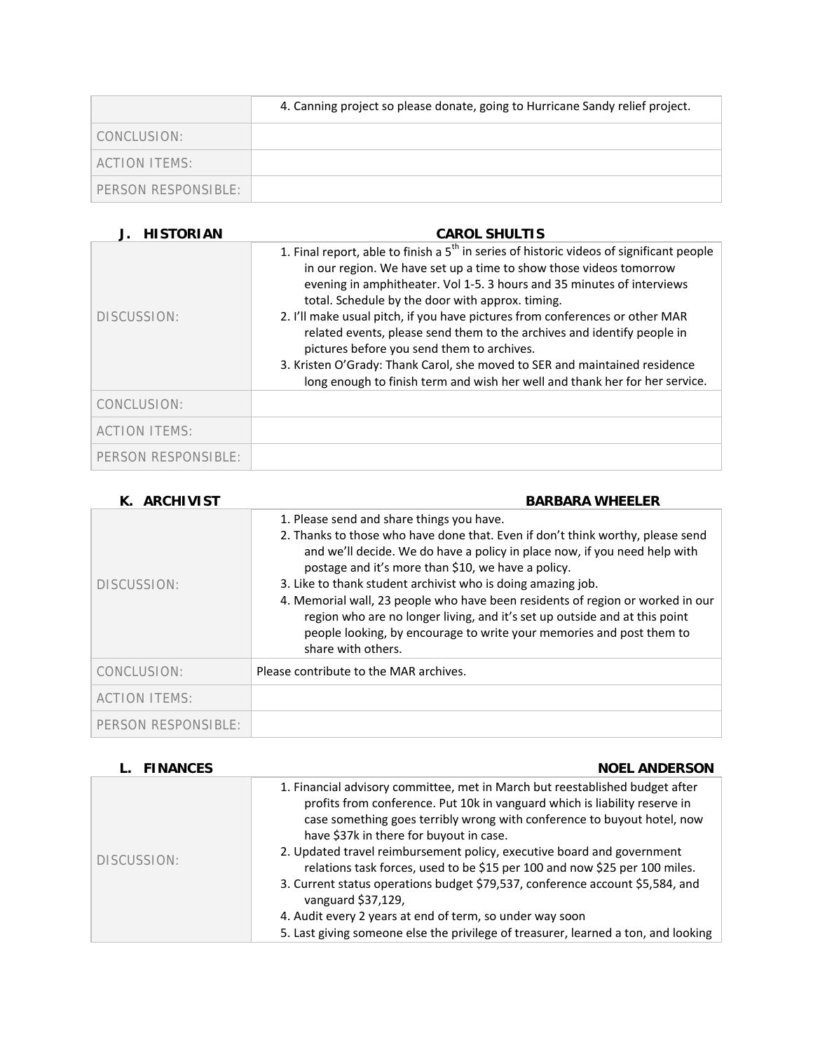| | |
|---|---|
| | 4. Canning project so please donate, going to Hurricane Sandy relief project. |
| CONCLUSION: | |
| ACTION ITEMS: | |
| PERSON RESPONSIBLE: | |

### J. HISTORIAN — CAROL SHULTIS

| | |
|---|---|
| DISCUSSION: | 1. Final report, able to finish a 5th in series of historic videos of significant people in our region. We have set up a time to show those videos tomorrow evening in amphitheater. Vol 1-5. 3 hours and 35 minutes of interviews total. Schedule by the door with approx. timing.<br>2. I'll make usual pitch, if you have pictures from conferences or other MAR related events, please send them to the archives and identify people in pictures before you send them to archives.<br>3. Kristen O'Grady: Thank Carol, she moved to SER and maintained residence long enough to finish term and wish her well and thank her for her service. |
| CONCLUSION: | |
| ACTION ITEMS: | |
| PERSON RESPONSIBLE: | |

### K. ARCHIVIST — BARBARA WHEELER

| | |
|---|---|
| DISCUSSION: | 1. Please send and share things you have.<br>2. Thanks to those who have done that. Even if don't think worthy, please send and we'll decide. We do have a policy in place now, if you need help with postage and it's more than $10, we have a policy.<br>3. Like to thank student archivist who is doing amazing job.<br>4. Memorial wall, 23 people who have been residents of region or worked in our region who are no longer living, and it's set up outside and at this point people looking, by encourage to write your memories and post them to share with others. |
| CONCLUSION: | Please contribute to the MAR archives. |
| ACTION ITEMS: | |
| PERSON RESPONSIBLE: | |

### L. FINANCES — NOEL ANDERSON

| | |
|---|---|
| DISCUSSION: | 1. Financial advisory committee, met in March but reestablished budget after profits from conference. Put 10k in vanguard which is liability reserve in case something goes terribly wrong with conference to buyout hotel, now have $37k in there for buyout in case.<br>2. Updated travel reimbursement policy, executive board and government relations task forces, used to be $15 per 100 and now $25 per 100 miles.<br>3. Current status operations budget $79,537, conference account $5,584, and vanguard $37,129,<br>4. Audit every 2 years at end of term, so under way soon<br>5. Last giving someone else the privilege of treasurer, learned a ton, and looking |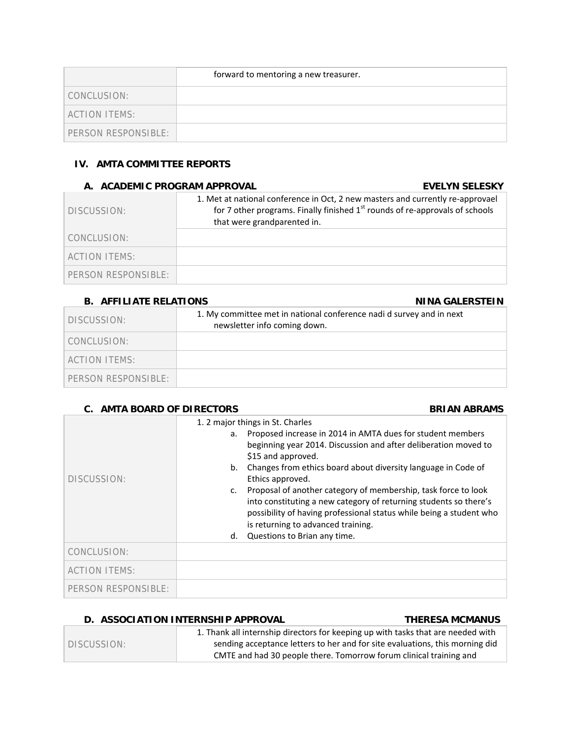| | |
|---|---|
| | forward to mentoring a new treasurer. |
| CONCLUSION: | |
| ACTION ITEMS: | |
| PERSON RESPONSIBLE: | |

## IV. AMTA COMMITTEE REPORTS

### A. ACADEMIC PROGRAM APPROVAL — EVELYN SELESKY

| | |
|---|---|
| DISCUSSION: | 1. Met at national conference in Oct, 2 new masters and currently re-approvael for 7 other programs. Finally finished 1st rounds of re-approvals of schools that were grandparented in. |
| CONCLUSION: | |
| ACTION ITEMS: | |
| PERSON RESPONSIBLE: | |

### B. AFFILIATE RELATIONS — NINA GALERSTEIN

| | |
|---|---|
| DISCUSSION: | 1. My committee met in national conference nadi d survey and in next newsletter info coming down. |
| CONCLUSION: | |
| ACTION ITEMS: | |
| PERSON RESPONSIBLE: | |

### C. AMTA BOARD OF DIRECTORS — BRIAN ABRAMS

| | |
|---|---|
| DISCUSSION: | 1. 2 major things in St. Charles<br>a. Proposed increase in 2014 in AMTA dues for student members beginning year 2014. Discussion and after deliberation moved to $15 and approved.<br>b. Changes from ethics board about diversity language in Code of Ethics approved.<br>c. Proposal of another category of membership, task force to look into constituting a new category of returning students so there's possibility of having professional status while being a student who is returning to advanced training.<br>d. Questions to Brian any time. |
| CONCLUSION: | |
| ACTION ITEMS: | |
| PERSON RESPONSIBLE: | |

### D. ASSOCIATION INTERNSHIP APPROVAL — THERESA MCMANUS

| | |
|---|---|
| DISCUSSION: | 1. Thank all internship directors for keeping up with tasks that are needed with sending acceptance letters to her and for site evaluations, this morning did CMTE and had 30 people there. Tomorrow forum clinical training and |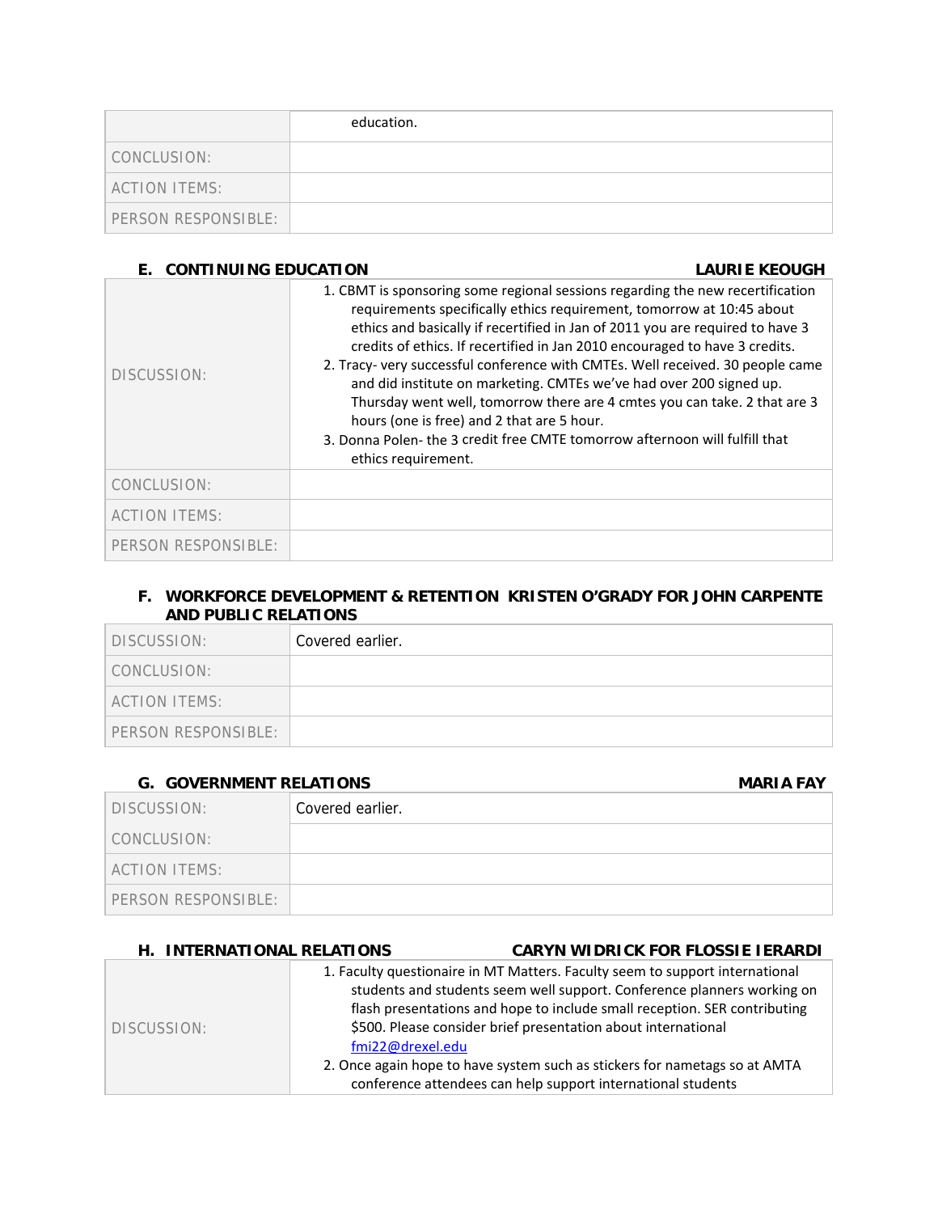| | |
|---|---|
| | education. |
| CONCLUSION: | |
| ACTION ITEMS: | |
| PERSON RESPONSIBLE: | |

### E. CONTINUING EDUCATION — LAURIE KEOUGH

| | |
|---|---|
| DISCUSSION: | 1. CBMT is sponsoring some regional sessions regarding the new recertification requirements specifically ethics requirement, tomorrow at 10:45 about ethics and basically if recertified in Jan of 2011 you are required to have 3 credits of ethics. If recertified in Jan 2010 encouraged to have 3 credits.<br>2. Tracy- very successful conference with CMTEs. Well received. 30 people came and did institute on marketing. CMTEs we've had over 200 signed up. Thursday went well, tomorrow there are 4 cmtes you can take. 2 that are 3 hours (one is free) and 2 that are 5 hour.<br>3. Donna Polen- the 3 credit free CMTE tomorrow afternoon will fulfill that ethics requirement. |
| CONCLUSION: | |
| ACTION ITEMS: | |
| PERSON RESPONSIBLE: | |

### F. WORKFORCE DEVELOPMENT & RETENTION AND PUBLIC RELATIONS — KRISTEN O'GRADY FOR JOHN CARPENTE

| | |
|---|---|
| DISCUSSION: | Covered earlier. |
| CONCLUSION: | |
| ACTION ITEMS: | |
| PERSON RESPONSIBLE: | |

### G. GOVERNMENT RELATIONS — MARIA FAY

| | |
|---|---|
| DISCUSSION: | Covered earlier. |
| CONCLUSION: | |
| ACTION ITEMS: | |
| PERSON RESPONSIBLE: | |

### H. INTERNATIONAL RELATIONS — CARYN WIDRICK FOR FLOSSIE IERARDI

| | |
|---|---|
| DISCUSSION: | 1. Faculty questionaire in MT Matters. Faculty seem to support international students and students seem well support. Conference planners working on flash presentations and hope to include small reception. SER contributing $500. Please consider brief presentation about international fmi22@drexel.edu<br>2. Once again hope to have system such as stickers for nametags so at AMTA conference attendees can help support international students |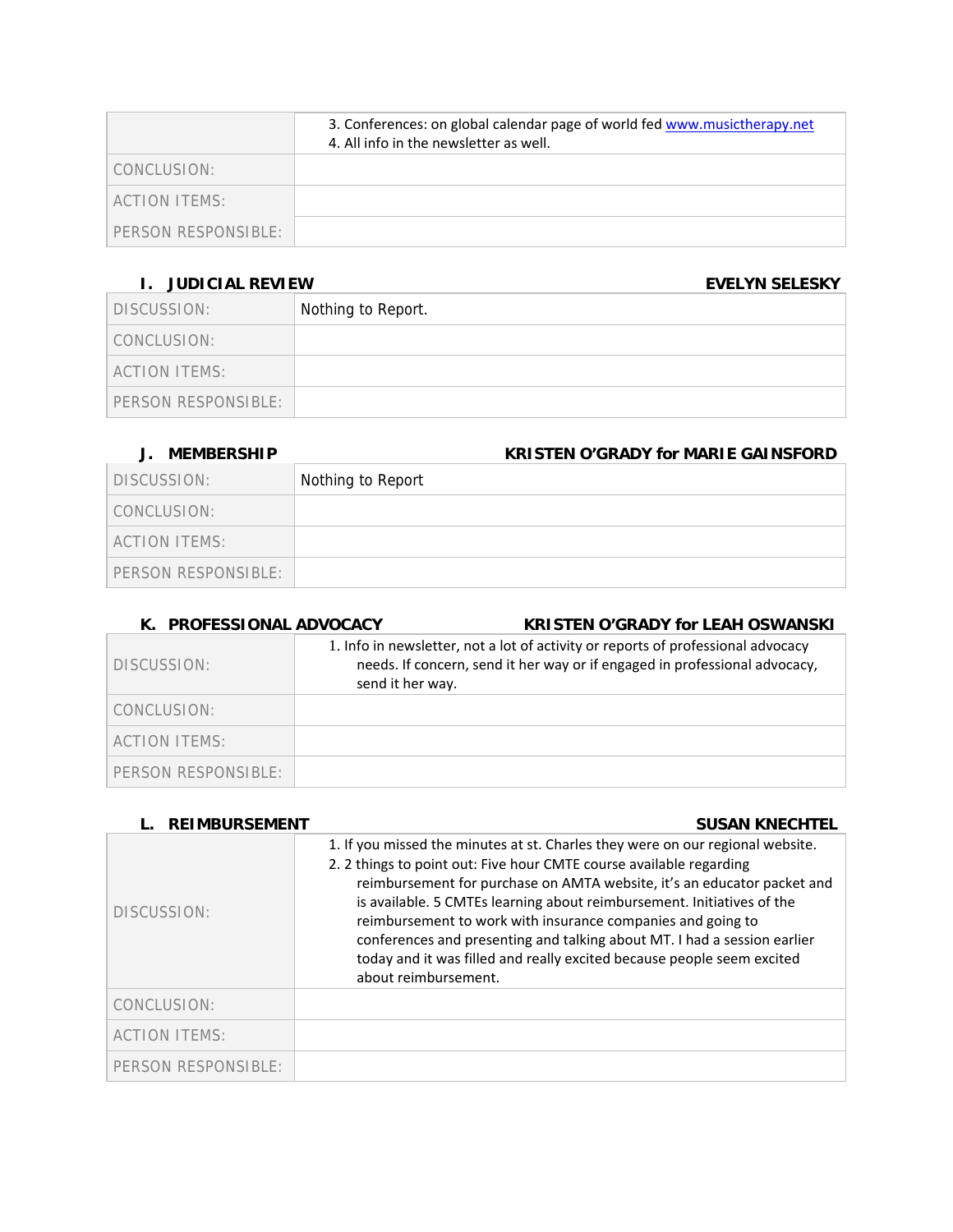| | |
|---|---|
| | 3. Conferences: on global calendar page of world fed www.musictherapy.net<br>4. All info in the newsletter as well. |
| CONCLUSION: | |
| ACTION ITEMS: | |
| PERSON RESPONSIBLE: | |

### I. JUDICIAL REVIEW — EVELYN SELESKY

| | |
|---|---|
| DISCUSSION: | Nothing to Report. |
| CONCLUSION: | |
| ACTION ITEMS: | |
| PERSON RESPONSIBLE: | |

### J. MEMBERSHIP — KRISTEN O'GRADY for MARIE GAINSFORD

| | |
|---|---|
| DISCUSSION: | Nothing to Report |
| CONCLUSION: | |
| ACTION ITEMS: | |
| PERSON RESPONSIBLE: | |

### K. PROFESSIONAL ADVOCACY — KRISTEN O'GRADY for LEAH OSWANSKI

| | |
|---|---|
| DISCUSSION: | 1. Info in newsletter, not a lot of activity or reports of professional advocacy needs. If concern, send it her way or if engaged in professional advocacy, send it her way. |
| CONCLUSION: | |
| ACTION ITEMS: | |
| PERSON RESPONSIBLE: | |

### L. REIMBURSEMENT — SUSAN KNECHTEL

| | |
|---|---|
| DISCUSSION: | 1. If you missed the minutes at st. Charles they were on our regional website.<br>2. 2 things to point out: Five hour CMTE course available regarding reimbursement for purchase on AMTA website, it's an educator packet and is available. 5 CMTEs learning about reimbursement. Initiatives of the reimbursement to work with insurance companies and going to conferences and presenting and talking about MT. I had a session earlier today and it was filled and really excited because people seem excited about reimbursement. |
| CONCLUSION: | |
| ACTION ITEMS: | |
| PERSON RESPONSIBLE: | |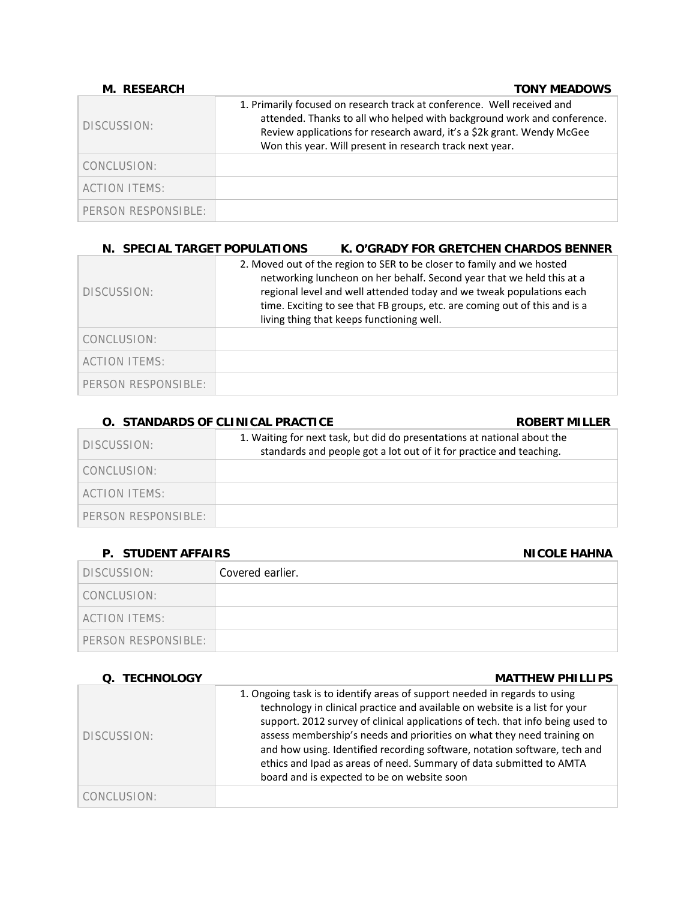### M. RESEARCH — TONY MEADOWS

| | |
|---|---|
| DISCUSSION: | 1. Primarily focused on research track at conference. Well received and attended. Thanks to all who helped with background work and conference. Review applications for research award, it's a $2k grant. Wendy McGee Won this year. Will present in research track next year. |
| CONCLUSION: | |
| ACTION ITEMS: | |
| PERSON RESPONSIBLE: | |

### N. SPECIAL TARGET POPULATIONS — K. O'GRADY FOR GRETCHEN CHARDOS BENNER

| | |
|---|---|
| DISCUSSION: | 2. Moved out of the region to SER to be closer to family and we hosted networking luncheon on her behalf. Second year that we held this at a regional level and well attended today and we tweak populations each time. Exciting to see that FB groups, etc. are coming out of this and is a living thing that keeps functioning well. |
| CONCLUSION: | |
| ACTION ITEMS: | |
| PERSON RESPONSIBLE: | |

### O. STANDARDS OF CLINICAL PRACTICE — ROBERT MILLER

| | |
|---|---|
| DISCUSSION: | 1. Waiting for next task, but did do presentations at national about the standards and people got a lot out of it for practice and teaching. |
| CONCLUSION: | |
| ACTION ITEMS: | |
| PERSON RESPONSIBLE: | |

### P. STUDENT AFFAIRS — NICOLE HAHNA

| | |
|---|---|
| DISCUSSION: | Covered earlier. |
| CONCLUSION: | |
| ACTION ITEMS: | |
| PERSON RESPONSIBLE: | |

### Q. TECHNOLOGY — MATTHEW PHILLIPS

| | |
|---|---|
| DISCUSSION: | 1. Ongoing task is to identify areas of support needed in regards to using technology in clinical practice and available on website is a list for your support. 2012 survey of clinical applications of tech. that info being used to assess membership's needs and priorities on what they need training on and how using. Identified recording software, notation software, tech and ethics and Ipad as areas of need. Summary of data submitted to AMTA board and is expected to be on website soon |
| CONCLUSION: | |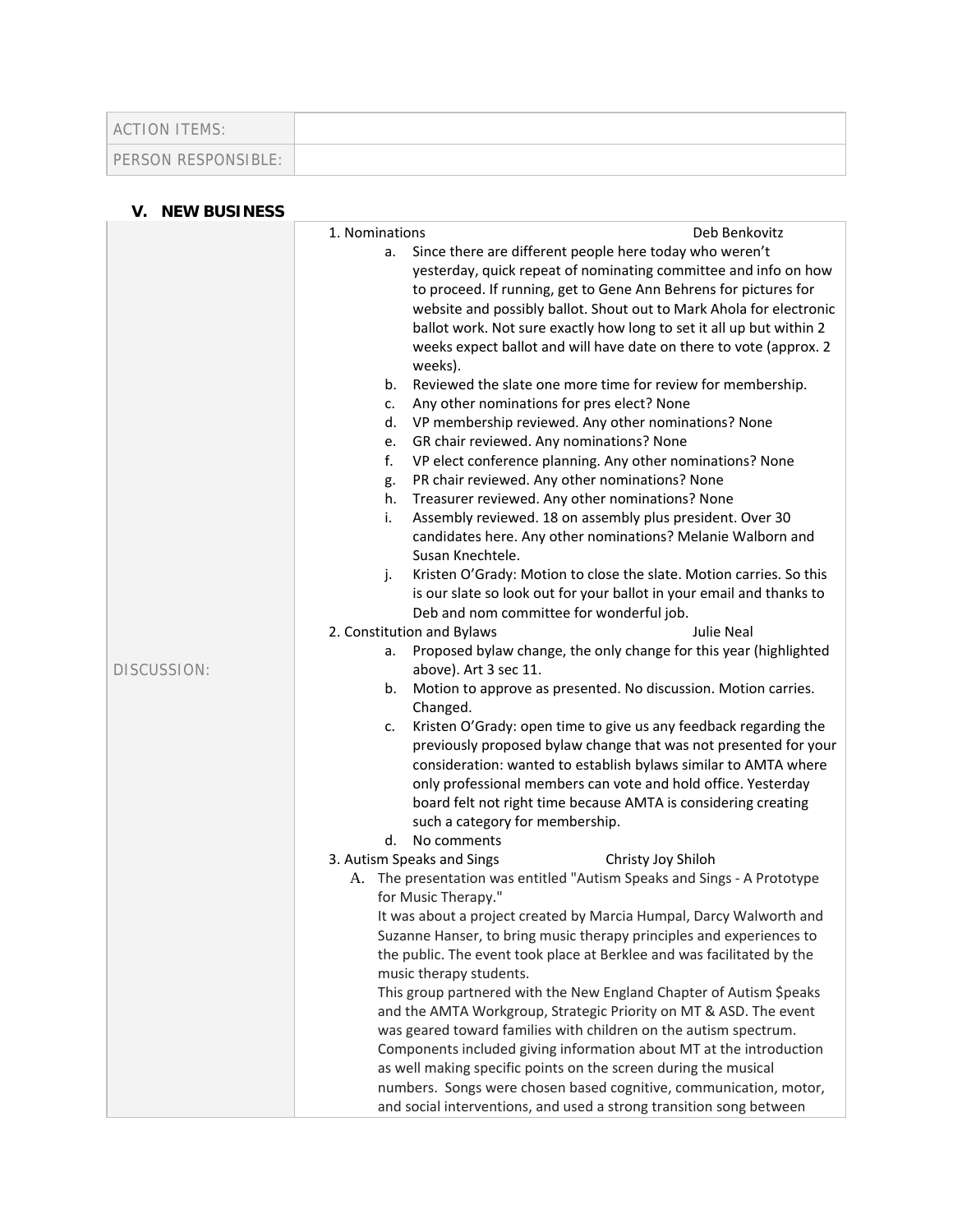| ACTION ITEMS: | |
|---|---|
| PERSON RESPONSIBLE: | |

## V. NEW BUSINESS

DISCUSSION:

1. Nominations — Deb Benkovitz
   a. Since there are different people here today who weren't yesterday, quick repeat of nominating committee and info on how to proceed. If running, get to Gene Ann Behrens for pictures for website and possibly ballot. Shout out to Mark Ahola for electronic ballot work. Not sure exactly how long to set it all up but within 2 weeks expect ballot and will have date on there to vote (approx. 2 weeks).
   b. Reviewed the slate one more time for review for membership.
   c. Any other nominations for pres elect? None
   d. VP membership reviewed. Any other nominations? None
   e. GR chair reviewed. Any nominations? None
   f. VP elect conference planning. Any other nominations? None
   g. PR chair reviewed. Any other nominations? None
   h. Treasurer reviewed. Any other nominations? None
   i. Assembly reviewed. 18 on assembly plus president. Over 30 candidates here. Any other nominations? Melanie Walborn and Susan Knechtele.
   j. Kristen O'Grady: Motion to close the slate. Motion carries. So this is our slate so look out for your ballot in your email and thanks to Deb and nom committee for wonderful job.
2. Constitution and Bylaws — Julie Neal
   a. Proposed bylaw change, the only change for this year (highlighted above). Art 3 sec 11.
   b. Motion to approve as presented. No discussion. Motion carries. Changed.
   c. Kristen O'Grady: open time to give us any feedback regarding the previously proposed bylaw change that was not presented for your consideration: wanted to establish bylaws similar to AMTA where only professional members can vote and hold office. Yesterday board felt not right time because AMTA is considering creating such a category for membership.
   d. No comments
3. Autism Speaks and Sings — Christy Joy Shiloh
   A. The presentation was entitled "Autism Speaks and Sings - A Prototype for Music Therapy."
   It was about a project created by Marcia Humpal, Darcy Walworth and Suzanne Hanser, to bring music therapy principles and experiences to the public. The event took place at Berklee and was facilitated by the music therapy students.
   This group partnered with the New England Chapter of Autism $peaks and the AMTA Workgroup, Strategic Priority on MT & ASD. The event was geared toward families with children on the autism spectrum. Components included giving information about MT at the introduction as well making specific points on the screen during the musical numbers. Songs were chosen based cognitive, communication, motor, and social interventions, and used a strong transition song between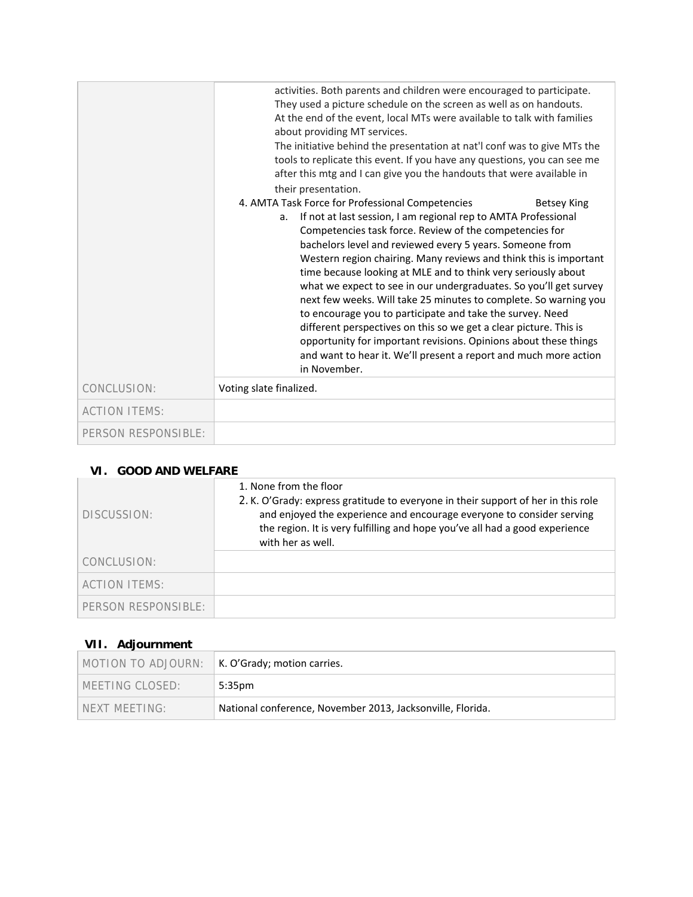| | |
|---|---|
| | activities. Both parents and children were encouraged to participate. They used a picture schedule on the screen as well as on handouts. At the end of the event, local MTs were available to talk with families about providing MT services. The initiative behind the presentation at nat'l conf was to give MTs the tools to replicate this event. If you have any questions, you can see me after this mtg and I can give you the handouts that were available in their presentation.<br>4. AMTA Task Force for Professional Competencies — Betsey King<br>a. If not at last session, I am regional rep to AMTA Professional Competencies task force. Review of the competencies for bachelors level and reviewed every 5 years. Someone from Western region chairing. Many reviews and think this is important time because looking at MLE and to think very seriously about what we expect to see in our undergraduates. So you'll get survey next few weeks. Will take 25 minutes to complete. So warning you to encourage you to participate and take the survey. Need different perspectives on this so we get a clear picture. This is opportunity for important revisions. Opinions about these things and want to hear it. We'll present a report and much more action in November. |
| CONCLUSION: | Voting slate finalized. |
| ACTION ITEMS: | |
| PERSON RESPONSIBLE: | |

## VI. GOOD AND WELFARE

| | |
|---|---|
| DISCUSSION: | 1. None from the floor<br>2. K. O'Grady: express gratitude to everyone in their support of her in this role and enjoyed the experience and encourage everyone to consider serving the region. It is very fulfilling and hope you've all had a good experience with her as well. |
| CONCLUSION: | |
| ACTION ITEMS: | |
| PERSON RESPONSIBLE: | |

## VII. Adjournment

| | |
|---|---|
| MOTION TO ADJOURN: | K. O'Grady; motion carries. |
| MEETING CLOSED: | 5:35pm |
| NEXT MEETING: | National conference, November 2013, Jacksonville, Florida. |